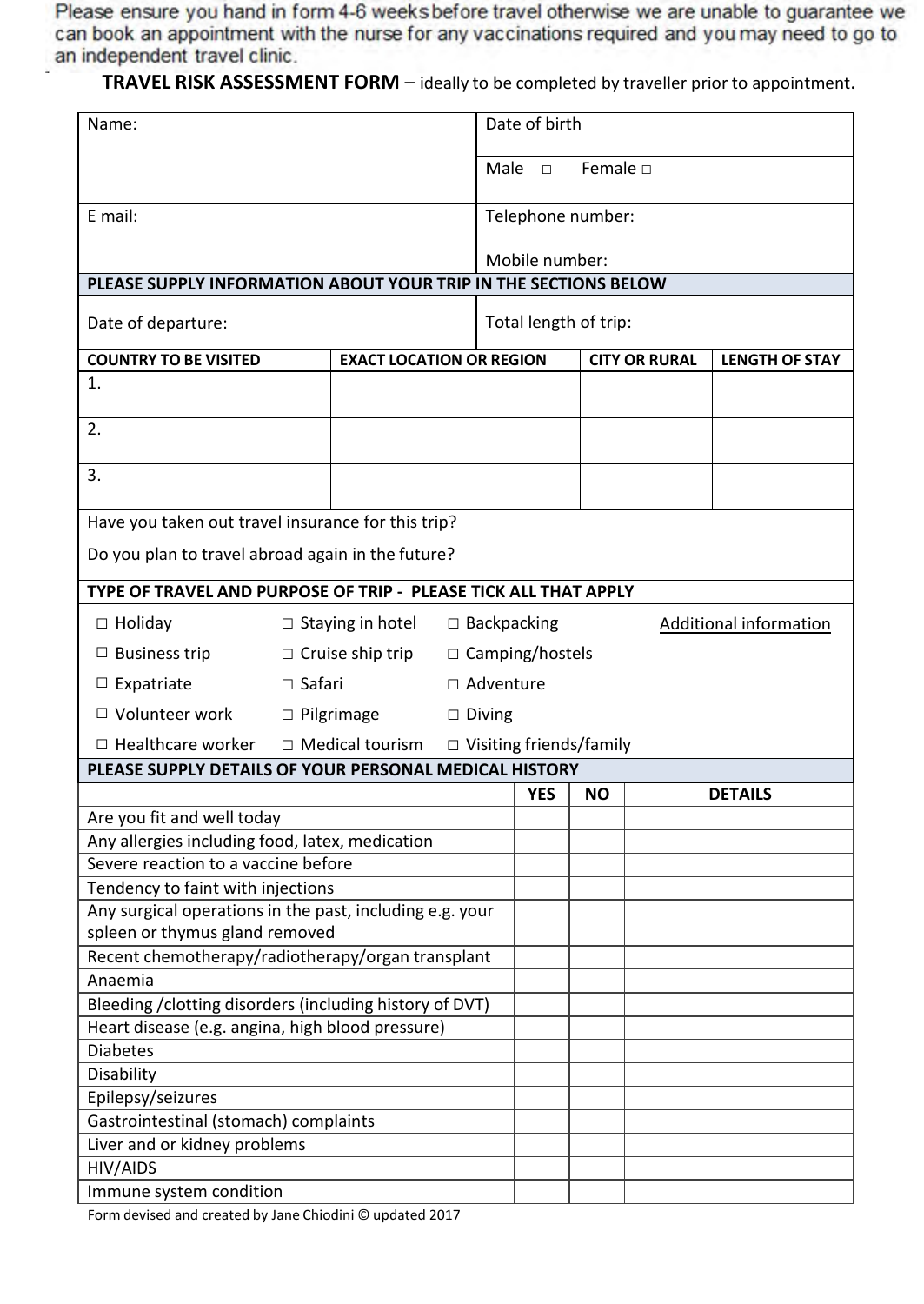Please ensure you hand in form 4-6 weeks before travel otherwise we are unable to guarantee we can book an appointment with the nurse for any vaccinations required and you may need to go to an independent travel clinic.

**TRAVEL RISK ASSESSMENT FORM** – ideally to be completed by traveller prior to appointment.

| Name: | Date of birth |
|---|---|
| | Male □ Female □ |
| E mail: | Telephone number: <br> Mobile number: |

**PLEASE SUPPLY INFORMATION ABOUT YOUR TRIP IN THE SECTIONS BELOW**

| Date of departure: | Total length of trip: |
|---|---|

| COUNTRY TO BE VISITED | EXACT LOCATION OR REGION | CITY OR RURAL | LENGTH OF STAY |
|---|---|---|---|
| 1. | | | |
| 2. | | | |
| 3. | | | |

Have you taken out travel insurance for this trip?

Do you plan to travel abroad again in the future?

**TYPE OF TRAVEL AND PURPOSE OF TRIP - PLEASE TICK ALL THAT APPLY**

| | | | |
|---|---|---|---|
| □ Holiday | □ Staying in hotel | □ Backpacking | Additional information |
| □ Business trip | □ Cruise ship trip | □ Camping/hostels | |
| □ Expatriate | □ Safari | □ Adventure | |
| □ Volunteer work | □ Pilgrimage | □ Diving | |
| □ Healthcare worker | □ Medical tourism | □ Visiting friends/family | |

**PLEASE SUPPLY DETAILS OF YOUR PERSONAL MEDICAL HISTORY**

| | YES | NO | DETAILS |
|---|---|---|---|
| Are you fit and well today | | | |
| Any allergies including food, latex, medication | | | |
| Severe reaction to a vaccine before | | | |
| Tendency to faint with injections | | | |
| Any surgical operations in the past, including e.g. your spleen or thymus gland removed | | | |
| Recent chemotherapy/radiotherapy/organ transplant | | | |
| Anaemia | | | |
| Bleeding /clotting disorders (including history of DVT) | | | |
| Heart disease (e.g. angina, high blood pressure) | | | |
| Diabetes | | | |
| Disability | | | |
| Epilepsy/seizures | | | |
| Gastrointestinal (stomach) complaints | | | |
| Liver and or kidney problems | | | |
| HIV/AIDS | | | |
| Immune system condition | | | |

Form devised and created by Jane Chiodini © updated 2017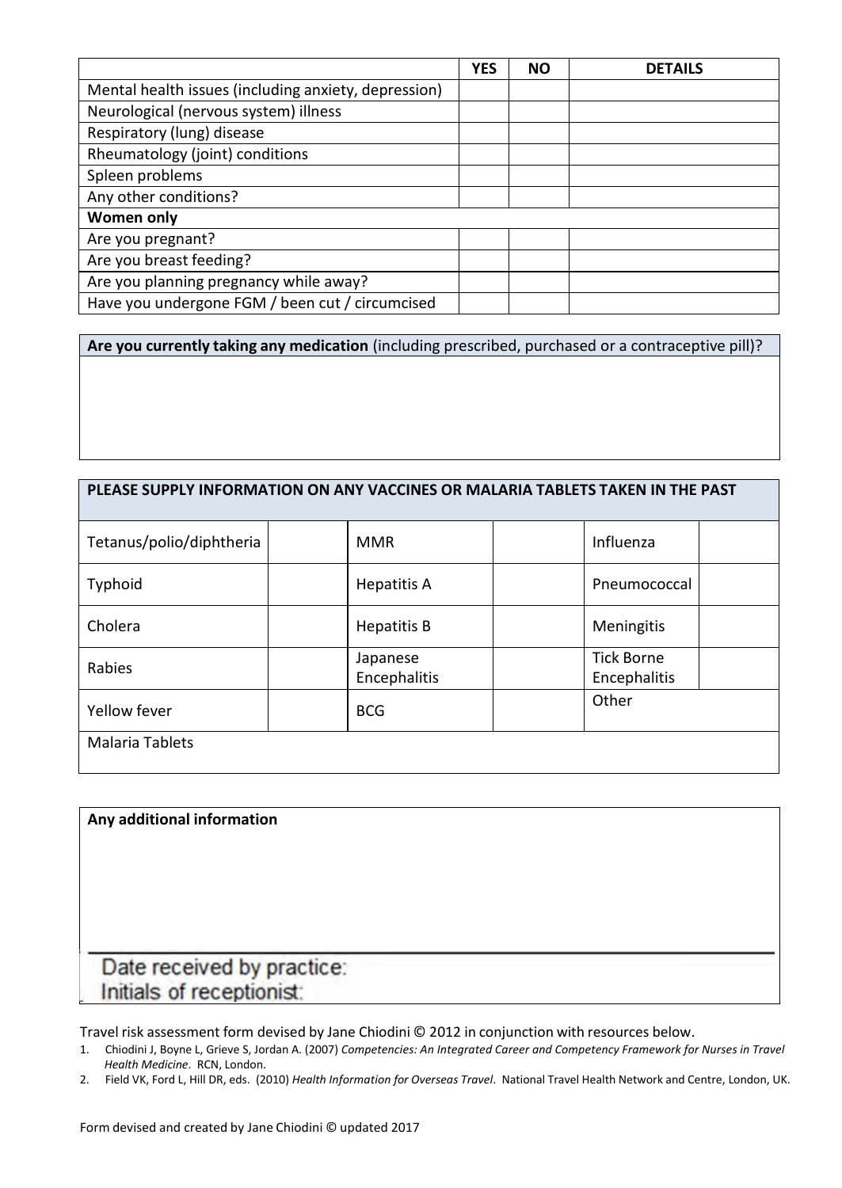| | YES | NO | DETAILS |
|---|---|---|---|
| Mental health issues (including anxiety, depression) | | | |
| Neurological (nervous system) illness | | | |
| Respiratory (lung) disease | | | |
| Rheumatology (joint) conditions | | | |
| Spleen problems | | | |
| Any other conditions? | | | |
| **Women only** | | | |
| Are you pregnant? | | | |
| Are you breast feeding? | | | |
| Are you planning pregnancy while away? | | | |
| Have you undergone FGM / been cut / circumcised | | | |

**Are you currently taking any medication** (including prescribed, purchased or a contraceptive pill)?

| PLEASE SUPPLY INFORMATION ON ANY VACCINES OR MALARIA TABLETS TAKEN IN THE PAST | | | | | |
|---|---|---|---|---|---|
| Tetanus/polio/diphtheria | | MMR | | Influenza | |
| Typhoid | | Hepatitis A | | Pneumococcal | |
| Cholera | | Hepatitis B | | Meningitis | |
| Rabies | | Japanese Encephalitis | | Tick Borne Encephalitis | |
| Yellow fever | | BCG | | Other | |
| Malaria Tablets | | | | | |

**Any additional information**

Date received by practice:

Initials of receptionist:

Travel risk assessment form devised by Jane Chiodini © 2012 in conjunction with resources below.

1. Chiodini J, Boyne L, Grieve S, Jordan A. (2007) *Competencies: An Integrated Career and Competency Framework for Nurses in Travel Health Medicine*. RCN, London.
2. Field VK, Ford L, Hill DR, eds. (2010) *Health Information for Overseas Travel*. National Travel Health Network and Centre, London, UK.

Form devised and created by Jane Chiodini © updated 2017